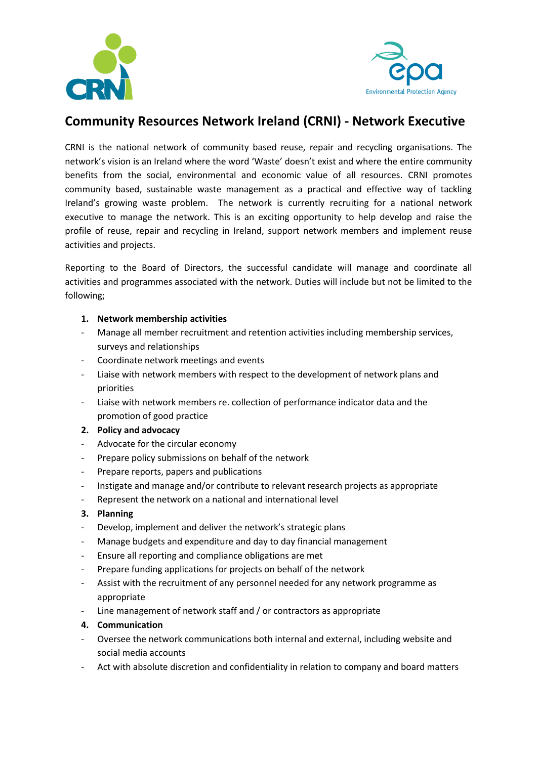# Community Resources Network Ireland (CRNI) - Network Executive

CRNI is the national network of community based reuse, repair and recycling organisations. The network's vision is an Ireland where the word 'Waste' doesn't exist and where the entire community benefits from the social, environmental and economic value of all resources. CRNI promotes community based, sustainable waste management as a practical and effective way of tackling Ireland's growing waste problem. The network is currently recruiting for a national network executive to manage the network. This is an exciting opportunity to help develop and raise the profile of reuse, repair and recycling in Ireland, support network members and implement reuse activities and projects.

Reporting to the Board of Directors, the successful candidate will manage and coordinate all activities and programmes associated with the network. Duties will include but not be limited to the following;

1. **Network membership activities**
   - Manage all member recruitment and retention activities including membership services, surveys and relationships
   - Coordinate network meetings and events
   - Liaise with network members with respect to the development of network plans and priorities
   - Liaise with network members re. collection of performance indicator data and the promotion of good practice
2. **Policy and advocacy**
   - Advocate for the circular economy
   - Prepare policy submissions on behalf of the network
   - Prepare reports, papers and publications
   - Instigate and manage and/or contribute to relevant research projects as appropriate
   - Represent the network on a national and international level
3. **Planning**
   - Develop, implement and deliver the network's strategic plans
   - Manage budgets and expenditure and day to day financial management
   - Ensure all reporting and compliance obligations are met
   - Prepare funding applications for projects on behalf of the network
   - Assist with the recruitment of any personnel needed for any network programme as appropriate
   - Line management of network staff and / or contractors as appropriate
4. **Communication**
   - Oversee the network communications both internal and external, including website and social media accounts
   - Act with absolute discretion and confidentiality in relation to company and board matters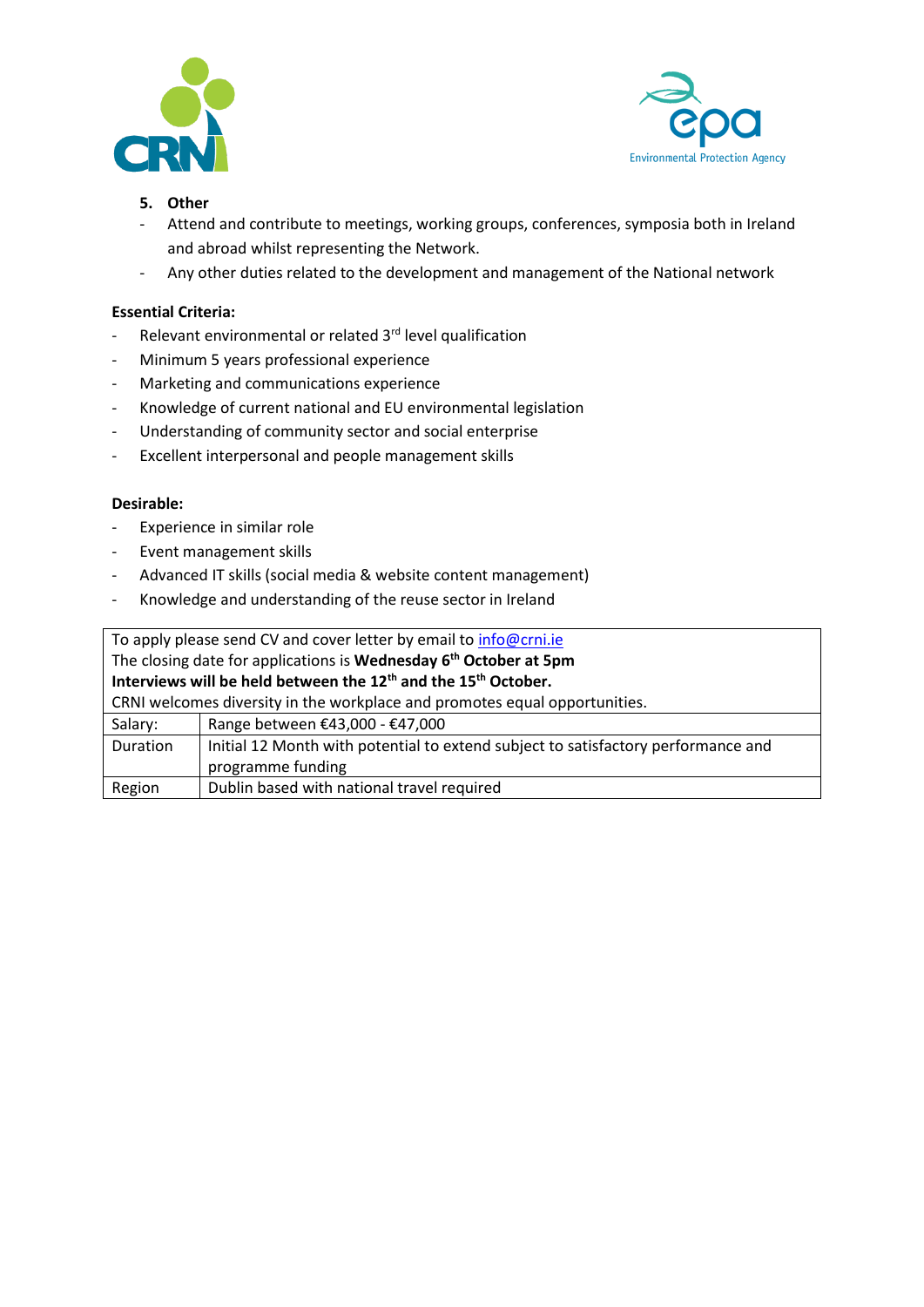**5. Other**

- Attend and contribute to meetings, working groups, conferences, symposia both in Ireland and abroad whilst representing the Network.
- Any other duties related to the development and management of the National network

**Essential Criteria:**

- Relevant environmental or related 3rd level qualification
- Minimum 5 years professional experience
- Marketing and communications experience
- Knowledge of current national and EU environmental legislation
- Understanding of community sector and social enterprise
- Excellent interpersonal and people management skills

**Desirable:**

- Experience in similar role
- Event management skills
- Advanced IT skills (social media & website content management)
- Knowledge and understanding of the reuse sector in Ireland

| | |
|---|---|
| To apply please send CV and cover letter by email to info@crni.ie<br>The closing date for applications is **Wednesday 6th October at 5pm**<br>**Interviews will be held between the 12th and the 15th October.**<br>CRNI welcomes diversity in the workplace and promotes equal opportunities. | |
| Salary: | Range between €43,000 - €47,000 |
| Duration | Initial 12 Month with potential to extend subject to satisfactory performance and programme funding |
| Region | Dublin based with national travel required |